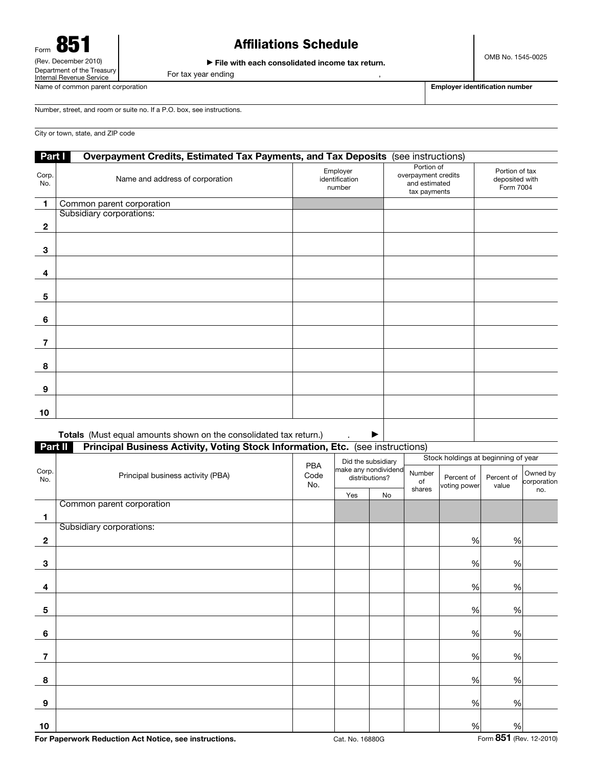Form **851**
(Rev. December 2010)
Department of the Treasury
Internal Revenue Service

# Affiliations Schedule

▶ **File with each consolidated income tax return.**

For tax year ending ,

OMB No. 1545-0025

Name of common parent corporation

**Employer identification number**

Number, street, and room or suite no. If a P.O. box, see instructions.

City or town, state, and ZIP code

## Part I — Overpayment Credits, Estimated Tax Payments, and Tax Deposits (see instructions)

| Corp. No. | Name and address of corporation | Employer identification number | Portion of overpayment credits and estimated tax payments | Portion of tax deposited with Form 7004 |
|---|---|---|---|---|
| 1 | Common parent corporation | | | |
| | Subsidiary corporations: | | | |
| 2 | | | | |
| 3 | | | | |
| 4 | | | | |
| 5 | | | | |
| 6 | | | | |
| 7 | | | | |
| 8 | | | | |
| 9 | | | | |
| 10 | | | | |
| | **Totals** (Must equal amounts shown on the consolidated tax return.) . ▶ | | | |

## Part II — Principal Business Activity, Voting Stock Information, Etc. (see instructions)

| Corp. No. | Principal business activity (PBA) | PBA Code No. | Did the subsidiary make any nondividend distributions? | | Stock holdings at beginning of year | | | |
|---|---|---|---|---|---|---|---|---|
| | | | Yes | No | Number of shares | Percent of voting power | Percent of value | Owned by corporation no. |
| 1 | Common parent corporation | | | | | | | |
| | Subsidiary corporations: | | | | | | | |
| 2 | | | | | | % | % | |
| 3 | | | | | | % | % | |
| 4 | | | | | | % | % | |
| 5 | | | | | | % | % | |
| 6 | | | | | | % | % | |
| 7 | | | | | | % | % | |
| 8 | | | | | | % | % | |
| 9 | | | | | | % | % | |
| 10 | | | | | | % | % | |

**For Paperwork Reduction Act Notice, see instructions.** Cat. No. 16880G Form **851** (Rev. 12-2010)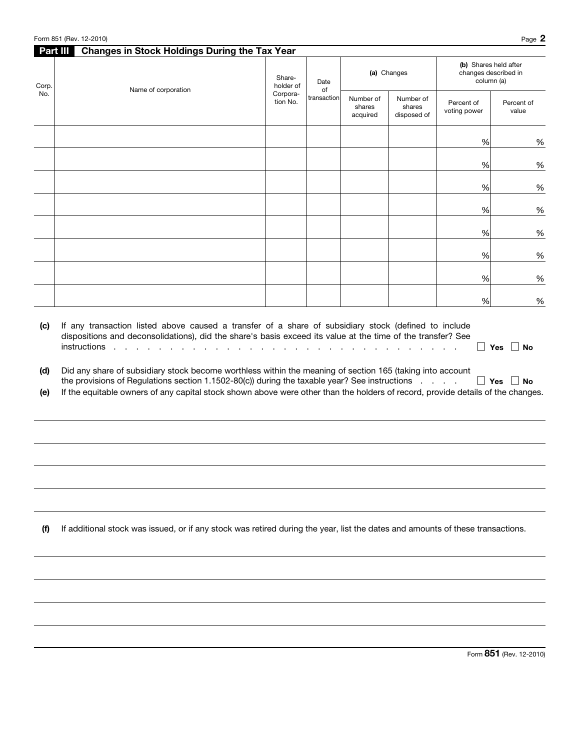## Part III Changes in Stock Holdings During the Tax Year

| Corp. No. | Name of corporation | Shareholder of Corporation No. | Date of transaction | (a) Changes | | (b) Shares held after changes described in column (a) | |
|---|---|---|---|---|---|---|---|
| | | | | Number of shares acquired | Number of shares disposed of | Percent of voting power | Percent of value |
| | | | | | | % | % |
| | | | | | | % | % |
| | | | | | | % | % |
| | | | | | | % | % |
| | | | | | | % | % |
| | | | | | | % | % |
| | | | | | | % | % |
| | | | | | | % | % |

**(c)** If any transaction listed above caused a transfer of a share of subsidiary stock (defined to include dispositions and deconsolidations), did the share's basis exceed its value at the time of the transfer? See instructions . . . . . . . . . . . . . . . . . . . . . . . . . . . . . . . . . . . . ☐ **Yes** ☐ **No**

**(d)** Did any share of subsidiary stock become worthless within the meaning of section 165 (taking into account the provisions of Regulations section 1.1502-80(c)) during the taxable year? See instructions . . . . . ☐ **Yes** ☐ **No**

**(e)** If the equitable owners of any capital stock shown above were other than the holders of record, provide details of the changes.

**(f)** If additional stock was issued, or if any stock was retired during the year, list the dates and amounts of these transactions.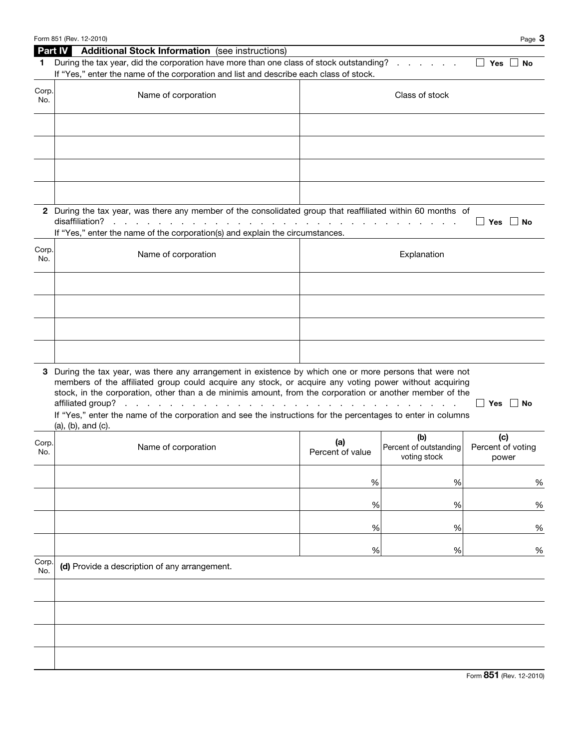## Part IV Additional Stock Information (see instructions)

**1** During the tax year, did the corporation have more than one class of stock outstanding? . . . . . . . ☐ Yes ☐ No

If "Yes," enter the name of the corporation and list and describe each class of stock.

| Corp. No. | Name of corporation | Class of stock |
|---|---|---|
| | | |
| | | |
| | | |
| | | |

**2** During the tax year, was there any member of the consolidated group that reaffiliated within 60 months of disaffiliation? . . . . . . . . . . . . . . . . . . . . . . . . . . . . . . . ☐ Yes ☐ No

If "Yes," enter the name of the corporation(s) and explain the circumstances.

| Corp. No. | Name of corporation | Explanation |
|---|---|---|
| | | |
| | | |
| | | |
| | | |

**3** During the tax year, was there any arrangement in existence by which one or more persons that were not members of the affiliated group could acquire any stock, or acquire any voting power without acquiring stock, in the corporation, other than a de minimis amount, from the corporation or another member of the affiliated group? . . . . . . . . . . . . . . . . . . . . . . . . . . . . . . . ☐ Yes ☐ No

If "Yes," enter the name of the corporation and see the instructions for the percentages to enter in columns (a), (b), and (c).

| Corp. No. | Name of corporation | **(a)** Percent of value | **(b)** Percent of outstanding voting stock | **(c)** Percent of voting power |
|---|---|---|---|---|
| | | % | % | % |
| | | % | % | % |
| | | % | % | % |
| | | % | % | % |

| Corp. No. | **(d)** Provide a description of any arrangement. |
|---|---|
| | |
| | |
| | |
| | |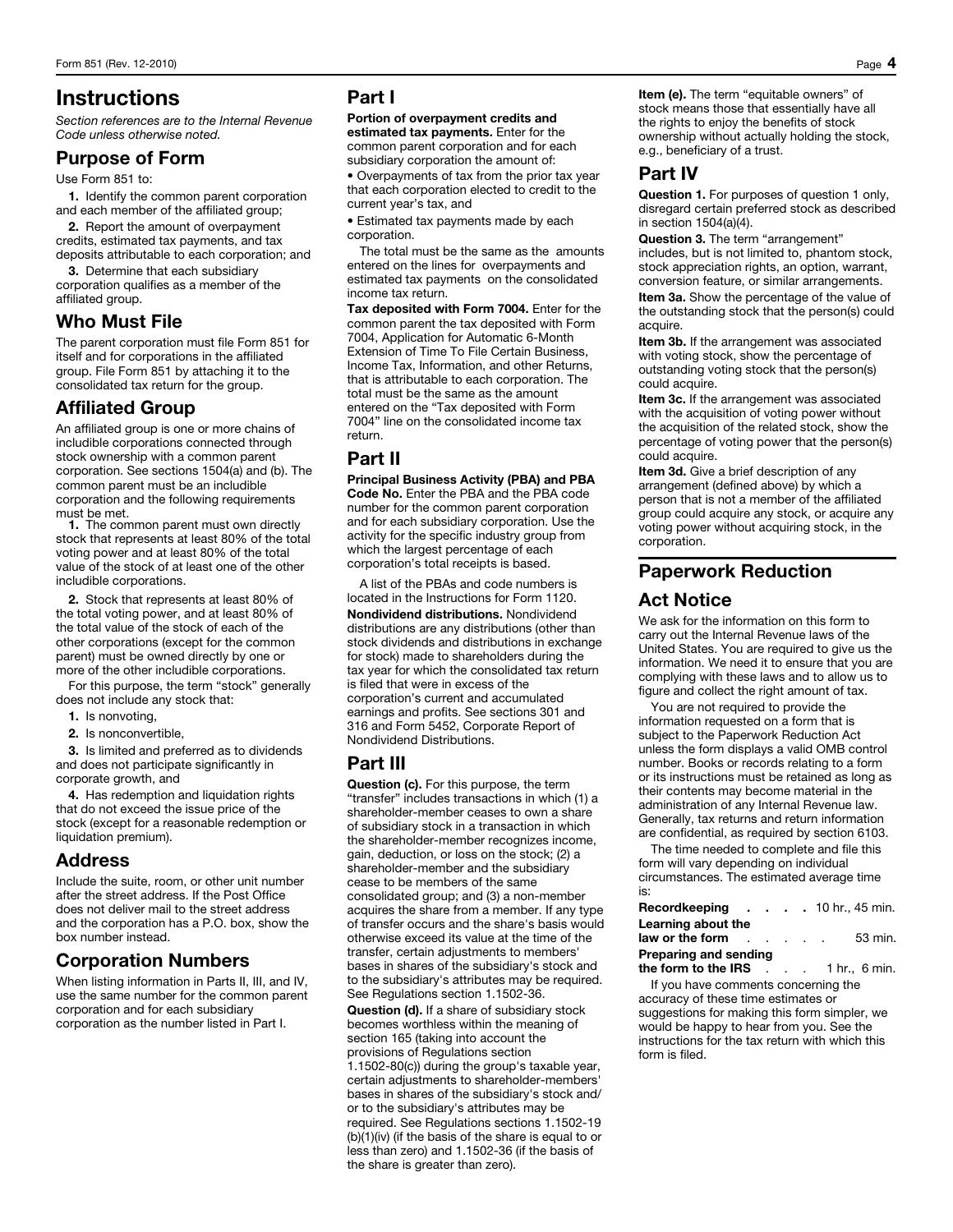# Instructions

*Section references are to the Internal Revenue Code unless otherwise noted.*

## Purpose of Form

Use Form 851 to:

**1.** Identify the common parent corporation and each member of the affiliated group;

**2.** Report the amount of overpayment credits, estimated tax payments, and tax deposits attributable to each corporation; and

**3.** Determine that each subsidiary corporation qualifies as a member of the affiliated group.

## Who Must File

The parent corporation must file Form 851 for itself and for corporations in the affiliated group. File Form 851 by attaching it to the consolidated tax return for the group.

## Affiliated Group

An affiliated group is one or more chains of includible corporations connected through stock ownership with a common parent corporation. See sections 1504(a) and (b). The common parent must be an includible corporation and the following requirements must be met.

**1.** The common parent must own directly stock that represents at least 80% of the total voting power and at least 80% of the total value of the stock of at least one of the other includible corporations.

**2.** Stock that represents at least 80% of the total voting power, and at least 80% of the total value of the stock of each of the other corporations (except for the common parent) must be owned directly by one or more of the other includible corporations.

For this purpose, the term "stock" generally does not include any stock that:

**1.** Is nonvoting,

**2.** Is nonconvertible,

**3.** Is limited and preferred as to dividends and does not participate significantly in corporate growth, and

**4.** Has redemption and liquidation rights that do not exceed the issue price of the stock (except for a reasonable redemption or liquidation premium).

## Address

Include the suite, room, or other unit number after the street address. If the Post Office does not deliver mail to the street address and the corporation has a P.O. box, show the box number instead.

## Corporation Numbers

When listing information in Parts II, III, and IV, use the same number for the common parent corporation and for each subsidiary corporation as the number listed in Part I.

## Part I

**Portion of overpayment credits and estimated tax payments.** Enter for the common parent corporation and for each subsidiary corporation the amount of:

- Overpayments of tax from the prior tax year that each corporation elected to credit to the current year's tax, and
- Estimated tax payments made by each corporation.

The total must be the same as the amounts entered on the lines for overpayments and estimated tax payments on the consolidated income tax return.

**Tax deposited with Form 7004.** Enter for the common parent the tax deposited with Form 7004, Application for Automatic 6-Month Extension of Time To File Certain Business, Income Tax, Information, and other Returns, that is attributable to each corporation. The total must be the same as the amount entered on the "Tax deposited with Form 7004" line on the consolidated income tax return.

## Part II

**Principal Business Activity (PBA) and PBA Code No.** Enter the PBA and the PBA code number for the common parent corporation and for each subsidiary corporation. Use the activity for the specific industry group from which the largest percentage of each corporation's total receipts is based.

A list of the PBAs and code numbers is located in the Instructions for Form 1120.

**Nondividend distributions.** Nondividend distributions are any distributions (other than stock dividends and distributions in exchange for stock) made to shareholders during the tax year for which the consolidated tax return is filed that were in excess of the corporation's current and accumulated earnings and profits. See sections 301 and 316 and Form 5452, Corporate Report of Nondividend Distributions.

## Part III

**Question (c).** For this purpose, the term "transfer" includes transactions in which (1) a shareholder-member ceases to own a share of subsidiary stock in a transaction in which the shareholder-member recognizes income, gain, deduction, or loss on the stock; (2) a shareholder-member and the subsidiary cease to be members of the same consolidated group; and (3) a non-member acquires the share from a member. If any type of transfer occurs and the share's basis would otherwise exceed its value at the time of the transfer, certain adjustments to members' bases in shares of the subsidiary's stock and to the subsidiary's attributes may be required. See Regulations section 1.1502-36.

**Question (d).** If a share of subsidiary stock becomes worthless within the meaning of section 165 (taking into account the provisions of Regulations section 1.1502-80(c)) during the group's taxable year, certain adjustments to shareholder-members' bases in shares of the subsidiary's stock and/ or to the subsidiary's attributes may be required. See Regulations sections 1.1502-19 (b)(1)(iv) (if the basis of the share is equal to or less than zero) and 1.1502-36 (if the basis of the share is greater than zero).

**Item (e).** The term "equitable owners" of stock means those that essentially have all the rights to enjoy the benefits of stock ownership without actually holding the stock, e.g., beneficiary of a trust.

## Part IV

**Question 1.** For purposes of question 1 only, disregard certain preferred stock as described in section 1504(a)(4).

**Question 3.** The term "arrangement" includes, but is not limited to, phantom stock, stock appreciation rights, an option, warrant, conversion feature, or similar arrangements.

**Item 3a.** Show the percentage of the value of the outstanding stock that the person(s) could acquire.

**Item 3b.** If the arrangement was associated with voting stock, show the percentage of outstanding voting stock that the person(s) could acquire.

**Item 3c.** If the arrangement was associated with the acquisition of voting power without the acquisition of the related stock, show the percentage of voting power that the person(s) could acquire.

**Item 3d.** Give a brief description of any arrangement (defined above) by which a person that is not a member of the affiliated group could acquire any stock, or acquire any voting power without acquiring stock, in the corporation.

## Paperwork Reduction Act Notice

We ask for the information on this form to carry out the Internal Revenue laws of the United States. You are required to give us the information. We need it to ensure that you are complying with these laws and to allow us to figure and collect the right amount of tax.

You are not required to provide the information requested on a form that is subject to the Paperwork Reduction Act unless the form displays a valid OMB control number. Books or records relating to a form or its instructions must be retained as long as their contents may become material in the administration of any Internal Revenue law. Generally, tax returns and return information are confidential, as required by section 6103.

The time needed to complete and file this form will vary depending on individual circumstances. The estimated average time is:

| | |
|---|---|
| **Recordkeeping** | 10 hr., 45 min. |
| **Learning about the law or the form** | 53 min. |
| **Preparing and sending the form to the IRS** | 1 hr., 6 min. |

If you have comments concerning the accuracy of these time estimates or suggestions for making this form simpler, we would be happy to hear from you. See the instructions for the tax return with which this form is filed.